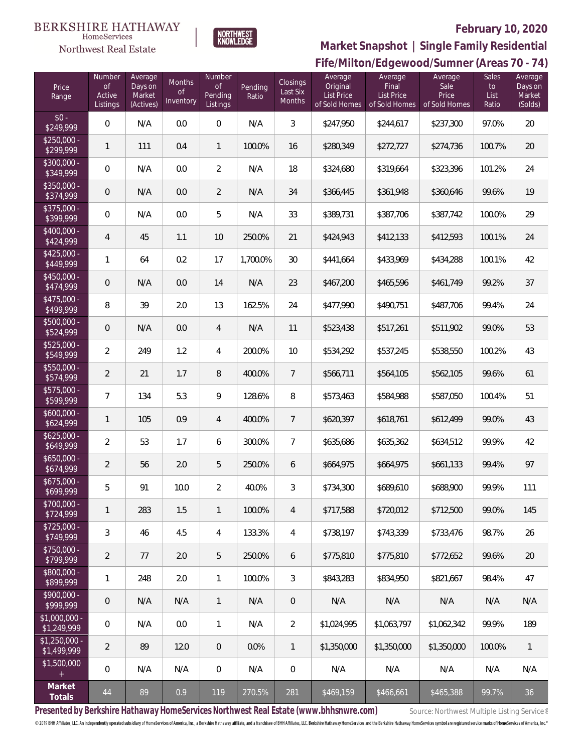BERKSHIRE HATHAWAY HomeServices Northwest Real Estate

NORTHWEST KNOWLEDGE

**February 10, 2020**

**Market Snapshot | Single Family Residential**

**Fife/Milton/Edgewood/Sumner (Areas 70 - 74)**

| Price Range | Number of Active Listings | Average Days on Market (Actives) | Months of Inventory | Number of Pending Listings | Pending Ratio | Closings Last Six Months | Average Original List Price of Sold Homes | Average Final List Price of Sold Homes | Average Sale Price of Sold Homes | Sales to List Ratio | Average Days on Market (Solds) |
|---|---|---|---|---|---|---|---|---|---|---|---|
| $0 - $249,999 | 0 | N/A | 0.0 | 0 | N/A | 3 | $247,950 | $244,617 | $237,300 | 97.0% | 20 |
| $250,000 - $299,999 | 1 | 111 | 0.4 | 1 | 100.0% | 16 | $280,349 | $272,727 | $274,736 | 100.7% | 20 |
| $300,000 - $349,999 | 0 | N/A | 0.0 | 2 | N/A | 18 | $324,680 | $319,664 | $323,396 | 101.2% | 24 |
| $350,000 - $374,999 | 0 | N/A | 0.0 | 2 | N/A | 34 | $366,445 | $361,948 | $360,646 | 99.6% | 19 |
| $375,000 - $399,999 | 0 | N/A | 0.0 | 5 | N/A | 33 | $389,731 | $387,706 | $387,742 | 100.0% | 29 |
| $400,000 - $424,999 | 4 | 45 | 1.1 | 10 | 250.0% | 21 | $424,943 | $412,133 | $412,593 | 100.1% | 24 |
| $425,000 - $449,999 | 1 | 64 | 0.2 | 17 | 1,700.0% | 30 | $441,664 | $433,969 | $434,288 | 100.1% | 42 |
| $450,000 - $474,999 | 0 | N/A | 0.0 | 14 | N/A | 23 | $467,200 | $465,596 | $461,749 | 99.2% | 37 |
| $475,000 - $499,999 | 8 | 39 | 2.0 | 13 | 162.5% | 24 | $477,990 | $490,751 | $487,706 | 99.4% | 24 |
| $500,000 - $524,999 | 0 | N/A | 0.0 | 4 | N/A | 11 | $523,438 | $517,261 | $511,902 | 99.0% | 53 |
| $525,000 - $549,999 | 2 | 249 | 1.2 | 4 | 200.0% | 10 | $534,292 | $537,245 | $538,550 | 100.2% | 43 |
| $550,000 - $574,999 | 2 | 21 | 1.7 | 8 | 400.0% | 7 | $566,711 | $564,105 | $562,105 | 99.6% | 61 |
| $575,000 - $599,999 | 7 | 134 | 5.3 | 9 | 128.6% | 8 | $573,463 | $584,988 | $587,050 | 100.4% | 51 |
| $600,000 - $624,999 | 1 | 105 | 0.9 | 4 | 400.0% | 7 | $620,397 | $618,761 | $612,499 | 99.0% | 43 |
| $625,000 - $649,999 | 2 | 53 | 1.7 | 6 | 300.0% | 7 | $635,686 | $635,362 | $634,512 | 99.9% | 42 |
| $650,000 - $674,999 | 2 | 56 | 2.0 | 5 | 250.0% | 6 | $664,975 | $664,975 | $661,133 | 99.4% | 97 |
| $675,000 - $699,999 | 5 | 91 | 10.0 | 2 | 40.0% | 3 | $734,300 | $689,610 | $688,900 | 99.9% | 111 |
| $700,000 - $724,999 | 1 | 283 | 1.5 | 1 | 100.0% | 4 | $717,588 | $720,012 | $712,500 | 99.0% | 145 |
| $725,000 - $749,999 | 3 | 46 | 4.5 | 4 | 133.3% | 4 | $738,197 | $743,339 | $733,476 | 98.7% | 26 |
| $750,000 - $799,999 | 2 | 77 | 2.0 | 5 | 250.0% | 6 | $775,810 | $775,810 | $772,652 | 99.6% | 20 |
| $800,000 - $899,999 | 1 | 248 | 2.0 | 1 | 100.0% | 3 | $843,283 | $834,950 | $821,667 | 98.4% | 47 |
| $900,000 - $999,999 | 0 | N/A | N/A | 1 | N/A | 0 | N/A | N/A | N/A | N/A | N/A |
| $1,000,000 - $1,249,999 | 0 | N/A | 0.0 | 1 | N/A | 2 | $1,024,995 | $1,063,797 | $1,062,342 | 99.9% | 189 |
| $1,250,000 - $1,499,999 | 2 | 89 | 12.0 | 0 | 0.0% | 1 | $1,350,000 | $1,350,000 | $1,350,000 | 100.0% | 1 |
| $1,500,000 + | 0 | N/A | N/A | 0 | N/A | 0 | N/A | N/A | N/A | N/A | N/A |
| **Market Totals** | 44 | 89 | 0.9 | 119 | 270.5% | 281 | $469,159 | $466,661 | $465,388 | 99.7% | 36 |

**Presented by Berkshire Hathaway HomeServices Northwest Real Estate (www.bhhsnwre.com)**

Source: Northwest Multiple Listing Service®

© 2019 BHH Affiliates, LLC. An independently operated subsidiary of HomeServices of America, Inc., a Berkshire Hathaway affiliate, and a franchisee of BHH Affiliates, LLC. Berkshire Hathaway HomeServices and the Berkshire Hathaway HomeServices symbol are registered service marks of HomeServices of America, Inc.®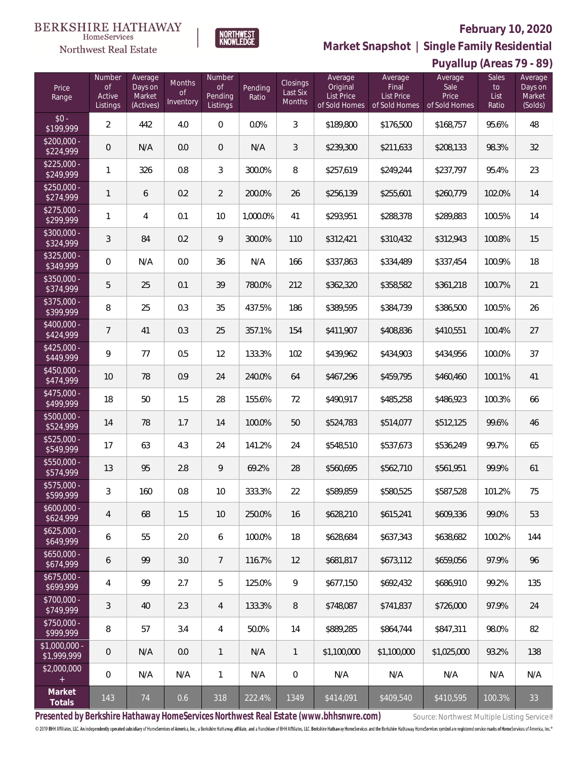BERKSHIRE HATHAWAY HomeServices Northwest Real Estate

NORTHWEST KNOWLEDGE

**February 10, 2020**

**Market Snapshot | Single Family Residential**

**Puyallup (Areas 79 - 89)**

| Price Range | Number of Active Listings | Average Days on Market (Actives) | Months of Inventory | Number of Pending Listings | Pending Ratio | Closings Last Six Months | Average Original List Price of Sold Homes | Average Final List Price of Sold Homes | Average Sale Price of Sold Homes | Sales to List Ratio | Average Days on Market (Solds) |
|---|---|---|---|---|---|---|---|---|---|---|---|
| $0 - $199,999 | 2 | 442 | 4.0 | 0 | 0.0% | 3 | $189,800 | $176,500 | $168,757 | 95.6% | 48 |
| $200,000 - $224,999 | 0 | N/A | 0.0 | 0 | N/A | 3 | $239,300 | $211,633 | $208,133 | 98.3% | 32 |
| $225,000 - $249,999 | 1 | 326 | 0.8 | 3 | 300.0% | 8 | $257,619 | $249,244 | $237,797 | 95.4% | 23 |
| $250,000 - $274,999 | 1 | 6 | 0.2 | 2 | 200.0% | 26 | $256,139 | $255,601 | $260,779 | 102.0% | 14 |
| $275,000 - $299,999 | 1 | 4 | 0.1 | 10 | 1,000.0% | 41 | $293,951 | $288,378 | $289,883 | 100.5% | 14 |
| $300,000 - $324,999 | 3 | 84 | 0.2 | 9 | 300.0% | 110 | $312,421 | $310,432 | $312,943 | 100.8% | 15 |
| $325,000 - $349,999 | 0 | N/A | 0.0 | 36 | N/A | 166 | $337,863 | $334,489 | $337,454 | 100.9% | 18 |
| $350,000 - $374,999 | 5 | 25 | 0.1 | 39 | 780.0% | 212 | $362,320 | $358,582 | $361,218 | 100.7% | 21 |
| $375,000 - $399,999 | 8 | 25 | 0.3 | 35 | 437.5% | 186 | $389,595 | $384,739 | $386,500 | 100.5% | 26 |
| $400,000 - $424,999 | 7 | 41 | 0.3 | 25 | 357.1% | 154 | $411,907 | $408,836 | $410,551 | 100.4% | 27 |
| $425,000 - $449,999 | 9 | 77 | 0.5 | 12 | 133.3% | 102 | $439,962 | $434,903 | $434,956 | 100.0% | 37 |
| $450,000 - $474,999 | 10 | 78 | 0.9 | 24 | 240.0% | 64 | $467,296 | $459,795 | $460,460 | 100.1% | 41 |
| $475,000 - $499,999 | 18 | 50 | 1.5 | 28 | 155.6% | 72 | $490,917 | $485,258 | $486,923 | 100.3% | 66 |
| $500,000 - $524,999 | 14 | 78 | 1.7 | 14 | 100.0% | 50 | $524,783 | $514,077 | $512,125 | 99.6% | 46 |
| $525,000 - $549,999 | 17 | 63 | 4.3 | 24 | 141.2% | 24 | $548,510 | $537,673 | $536,249 | 99.7% | 65 |
| $550,000 - $574,999 | 13 | 95 | 2.8 | 9 | 69.2% | 28 | $560,695 | $562,710 | $561,951 | 99.9% | 61 |
| $575,000 - $599,999 | 3 | 160 | 0.8 | 10 | 333.3% | 22 | $589,859 | $580,525 | $587,528 | 101.2% | 75 |
| $600,000 - $624,999 | 4 | 68 | 1.5 | 10 | 250.0% | 16 | $628,210 | $615,241 | $609,336 | 99.0% | 53 |
| $625,000 - $649,999 | 6 | 55 | 2.0 | 6 | 100.0% | 18 | $628,684 | $637,343 | $638,682 | 100.2% | 144 |
| $650,000 - $674,999 | 6 | 99 | 3.0 | 7 | 116.7% | 12 | $681,817 | $673,112 | $659,056 | 97.9% | 96 |
| $675,000 - $699,999 | 4 | 99 | 2.7 | 5 | 125.0% | 9 | $677,150 | $692,432 | $686,910 | 99.2% | 135 |
| $700,000 - $749,999 | 3 | 40 | 2.3 | 4 | 133.3% | 8 | $748,087 | $741,837 | $726,000 | 97.9% | 24 |
| $750,000 - $999,999 | 8 | 57 | 3.4 | 4 | 50.0% | 14 | $889,285 | $864,744 | $847,311 | 98.0% | 82 |
| $1,000,000 - $1,999,999 | 0 | N/A | 0.0 | 1 | N/A | 1 | $1,100,000 | $1,100,000 | $1,025,000 | 93.2% | 138 |
| $2,000,000 + | 0 | N/A | N/A | 1 | N/A | 0 | N/A | N/A | N/A | N/A | N/A |
| **Market Totals** | 143 | 74 | 0.6 | 318 | 222.4% | 1349 | $414,091 | $409,540 | $410,595 | 100.3% | 33 |

**Presented by Berkshire Hathaway HomeServices Northwest Real Estate (www.bhhsnwre.com)**

Source: Northwest Multiple Listing Service®

© 2019 BHH Affiliates, LLC. An independently operated subsidiary of HomeServices of America, Inc., a Berkshire Hathaway affiliate, and a franchisee of BHH Affiliates, LLC. Berkshire Hathaway HomeServices and the Berkshire Hathaway HomeServices symbol are registered service marks of HomeServices of America, Inc.®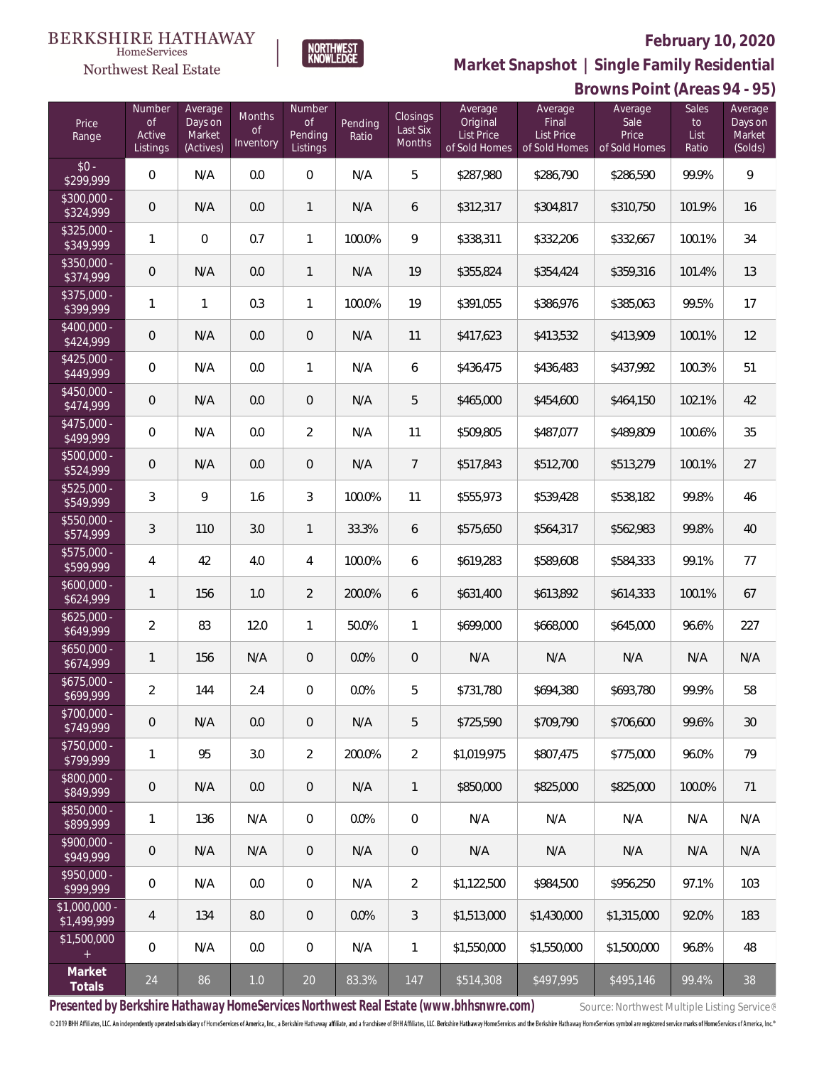BERKSHIRE HATHAWAY HomeServices Northwest Real Estate

NORTHWEST KNOWLEDGE

**February 10, 2020**

**Market Snapshot | Single Family Residential**

**Browns Point (Areas 94 - 95)**

| Price Range | Number of Active Listings | Average Days on Market (Actives) | Months of Inventory | Number of Pending Listings | Pending Ratio | Closings Last Six Months | Average Original List Price of Sold Homes | Average Final List Price of Sold Homes | Average Sale Price of Sold Homes | Sales to List Ratio | Average Days on Market (Solds) |
|---|---|---|---|---|---|---|---|---|---|---|---|
| $0 - $299,999 | 0 | N/A | 0.0 | 0 | N/A | 5 | $287,980 | $286,790 | $286,590 | 99.9% | 9 |
| $300,000 - $324,999 | 0 | N/A | 0.0 | 1 | N/A | 6 | $312,317 | $304,817 | $310,750 | 101.9% | 16 |
| $325,000 - $349,999 | 1 | 0 | 0.7 | 1 | 100.0% | 9 | $338,311 | $332,206 | $332,667 | 100.1% | 34 |
| $350,000 - $374,999 | 0 | N/A | 0.0 | 1 | N/A | 19 | $355,824 | $354,424 | $359,316 | 101.4% | 13 |
| $375,000 - $399,999 | 1 | 1 | 0.3 | 1 | 100.0% | 19 | $391,055 | $386,976 | $385,063 | 99.5% | 17 |
| $400,000 - $424,999 | 0 | N/A | 0.0 | 0 | N/A | 11 | $417,623 | $413,532 | $413,909 | 100.1% | 12 |
| $425,000 - $449,999 | 0 | N/A | 0.0 | 1 | N/A | 6 | $436,475 | $436,483 | $437,992 | 100.3% | 51 |
| $450,000 - $474,999 | 0 | N/A | 0.0 | 0 | N/A | 5 | $465,000 | $454,600 | $464,150 | 102.1% | 42 |
| $475,000 - $499,999 | 0 | N/A | 0.0 | 2 | N/A | 11 | $509,805 | $487,077 | $489,809 | 100.6% | 35 |
| $500,000 - $524,999 | 0 | N/A | 0.0 | 0 | N/A | 7 | $517,843 | $512,700 | $513,279 | 100.1% | 27 |
| $525,000 - $549,999 | 3 | 9 | 1.6 | 3 | 100.0% | 11 | $555,973 | $539,428 | $538,182 | 99.8% | 46 |
| $550,000 - $574,999 | 3 | 110 | 3.0 | 1 | 33.3% | 6 | $575,650 | $564,317 | $562,983 | 99.8% | 40 |
| $575,000 - $599,999 | 4 | 42 | 4.0 | 4 | 100.0% | 6 | $619,283 | $589,608 | $584,333 | 99.1% | 77 |
| $600,000 - $624,999 | 1 | 156 | 1.0 | 2 | 200.0% | 6 | $631,400 | $613,892 | $614,333 | 100.1% | 67 |
| $625,000 - $649,999 | 2 | 83 | 12.0 | 1 | 50.0% | 1 | $699,000 | $668,000 | $645,000 | 96.6% | 227 |
| $650,000 - $674,999 | 1 | 156 | N/A | 0 | 0.0% | 0 | N/A | N/A | N/A | N/A | N/A |
| $675,000 - $699,999 | 2 | 144 | 2.4 | 0 | 0.0% | 5 | $731,780 | $694,380 | $693,780 | 99.9% | 58 |
| $700,000 - $749,999 | 0 | N/A | 0.0 | 0 | N/A | 5 | $725,590 | $709,790 | $706,600 | 99.6% | 30 |
| $750,000 - $799,999 | 1 | 95 | 3.0 | 2 | 200.0% | 2 | $1,019,975 | $807,475 | $775,000 | 96.0% | 79 |
| $800,000 - $849,999 | 0 | N/A | 0.0 | 0 | N/A | 1 | $850,000 | $825,000 | $825,000 | 100.0% | 71 |
| $850,000 - $899,999 | 1 | 136 | N/A | 0 | 0.0% | 0 | N/A | N/A | N/A | N/A | N/A |
| $900,000 - $949,999 | 0 | N/A | N/A | 0 | N/A | 0 | N/A | N/A | N/A | N/A | N/A |
| $950,000 - $999,999 | 0 | N/A | 0.0 | 0 | N/A | 2 | $1,122,500 | $984,500 | $956,250 | 97.1% | 103 |
| $1,000,000 - $1,499,999 | 4 | 134 | 8.0 | 0 | 0.0% | 3 | $1,513,000 | $1,430,000 | $1,315,000 | 92.0% | 183 |
| $1,500,000 + | 0 | N/A | 0.0 | 0 | N/A | 1 | $1,550,000 | $1,550,000 | $1,500,000 | 96.8% | 48 |
| **Market Totals** | 24 | 86 | 1.0 | 20 | 83.3% | 147 | $514,308 | $497,995 | $495,146 | 99.4% | 38 |

**Presented by Berkshire Hathaway HomeServices Northwest Real Estate (www.bhhsnwre.com)**

Source: Northwest Multiple Listing Service®

© 2019 BHH Affiliates, LLC. An independently operated subsidiary of HomeServices of America, Inc., a Berkshire Hathaway affiliate, and a franchisee of BHH Affiliates, LLC. Berkshire Hathaway HomeServices and the Berkshire Hathaway HomeServices symbol are registered service marks of HomeServices of America, Inc.®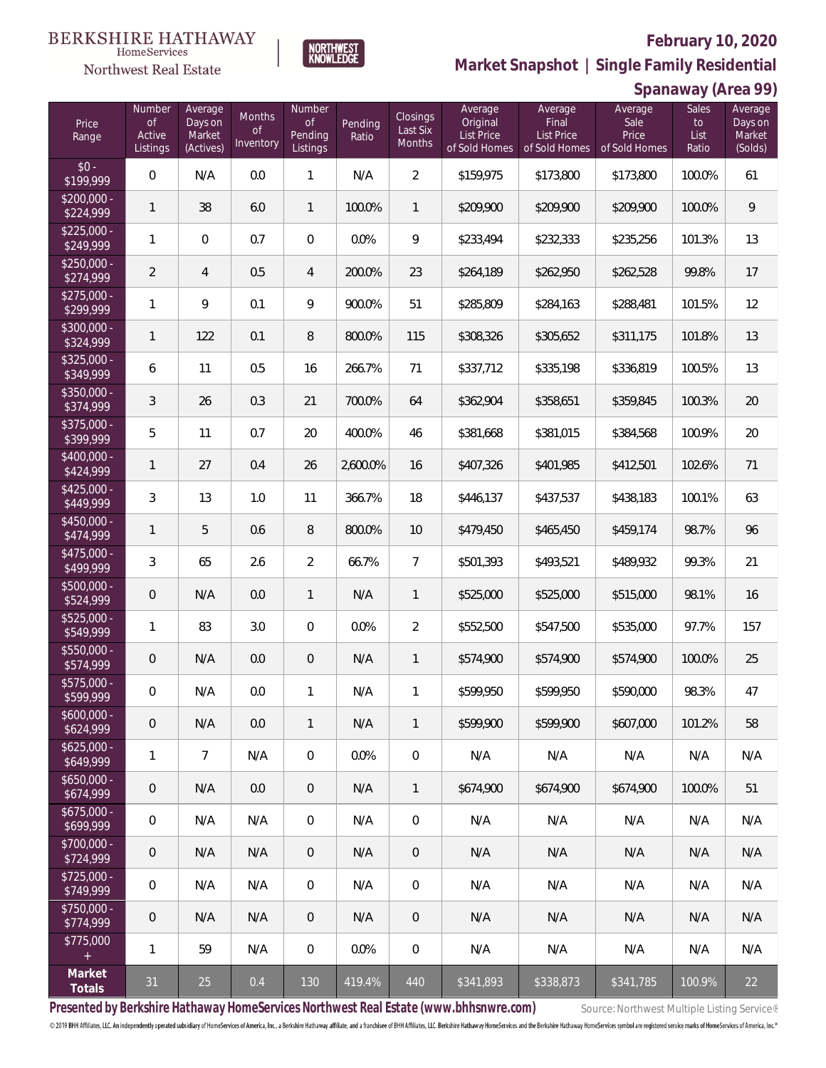BERKSHIRE HATHAWAY HomeServices Northwest Real Estate

NORTHWEST KNOWLEDGE

## February 10, 2020

## Market Snapshot | Single Family Residential

## Spanaway (Area 99)

| Price Range | Number of Active Listings | Average Days on Market (Actives) | Months of Inventory | Number of Pending Listings | Pending Ratio | Closings Last Six Months | Average Original List Price of Sold Homes | Average Final List Price of Sold Homes | Average Sale Price of Sold Homes | Sales to List Ratio | Average Days on Market (Solds) |
|---|---|---|---|---|---|---|---|---|---|---|---|
| $0 - $199,999 | 0 | N/A | 0.0 | 1 | N/A | 2 | $159,975 | $173,800 | $173,800 | 100.0% | 61 |
| $200,000 - $224,999 | 1 | 38 | 6.0 | 1 | 100.0% | 1 | $209,900 | $209,900 | $209,900 | 100.0% | 9 |
| $225,000 - $249,999 | 1 | 0 | 0.7 | 0 | 0.0% | 9 | $233,494 | $232,333 | $235,256 | 101.3% | 13 |
| $250,000 - $274,999 | 2 | 4 | 0.5 | 4 | 200.0% | 23 | $264,189 | $262,950 | $262,528 | 99.8% | 17 |
| $275,000 - $299,999 | 1 | 9 | 0.1 | 9 | 900.0% | 51 | $285,809 | $284,163 | $288,481 | 101.5% | 12 |
| $300,000 - $324,999 | 1 | 122 | 0.1 | 8 | 800.0% | 115 | $308,326 | $305,652 | $311,175 | 101.8% | 13 |
| $325,000 - $349,999 | 6 | 11 | 0.5 | 16 | 266.7% | 71 | $337,712 | $335,198 | $336,819 | 100.5% | 13 |
| $350,000 - $374,999 | 3 | 26 | 0.3 | 21 | 700.0% | 64 | $362,904 | $358,651 | $359,845 | 100.3% | 20 |
| $375,000 - $399,999 | 5 | 11 | 0.7 | 20 | 400.0% | 46 | $381,668 | $381,015 | $384,568 | 100.9% | 20 |
| $400,000 - $424,999 | 1 | 27 | 0.4 | 26 | 2,600.0% | 16 | $407,326 | $401,985 | $412,501 | 102.6% | 71 |
| $425,000 - $449,999 | 3 | 13 | 1.0 | 11 | 366.7% | 18 | $446,137 | $437,537 | $438,183 | 100.1% | 63 |
| $450,000 - $474,999 | 1 | 5 | 0.6 | 8 | 800.0% | 10 | $479,450 | $465,450 | $459,174 | 98.7% | 96 |
| $475,000 - $499,999 | 3 | 65 | 2.6 | 2 | 66.7% | 7 | $501,393 | $493,521 | $489,932 | 99.3% | 21 |
| $500,000 - $524,999 | 0 | N/A | 0.0 | 1 | N/A | 1 | $525,000 | $525,000 | $515,000 | 98.1% | 16 |
| $525,000 - $549,999 | 1 | 83 | 3.0 | 0 | 0.0% | 2 | $552,500 | $547,500 | $535,000 | 97.7% | 157 |
| $550,000 - $574,999 | 0 | N/A | 0.0 | 0 | N/A | 1 | $574,900 | $574,900 | $574,900 | 100.0% | 25 |
| $575,000 - $599,999 | 0 | N/A | 0.0 | 1 | N/A | 1 | $599,950 | $599,950 | $590,000 | 98.3% | 47 |
| $600,000 - $624,999 | 0 | N/A | 0.0 | 1 | N/A | 1 | $599,900 | $599,900 | $607,000 | 101.2% | 58 |
| $625,000 - $649,999 | 1 | 7 | N/A | 0 | 0.0% | 0 | N/A | N/A | N/A | N/A | N/A |
| $650,000 - $674,999 | 0 | N/A | 0.0 | 0 | N/A | 1 | $674,900 | $674,900 | $674,900 | 100.0% | 51 |
| $675,000 - $699,999 | 0 | N/A | N/A | 0 | N/A | 0 | N/A | N/A | N/A | N/A | N/A |
| $700,000 - $724,999 | 0 | N/A | N/A | 0 | N/A | 0 | N/A | N/A | N/A | N/A | N/A |
| $725,000 - $749,999 | 0 | N/A | N/A | 0 | N/A | 0 | N/A | N/A | N/A | N/A | N/A |
| $750,000 - $774,999 | 0 | N/A | N/A | 0 | N/A | 0 | N/A | N/A | N/A | N/A | N/A |
| $775,000 + | 1 | 59 | N/A | 0 | 0.0% | 0 | N/A | N/A | N/A | N/A | N/A |
| **Market Totals** | 31 | 25 | 0.4 | 130 | 419.4% | 440 | $341,893 | $338,873 | $341,785 | 100.9% | 22 |

**Presented by Berkshire Hathaway HomeServices Northwest Real Estate (www.bhhsnwre.com)**

Source: Northwest Multiple Listing Service®

© 2019 BHH Affiliates, LLC. An independently operated subsidiary of HomeServices of America, Inc., a Berkshire Hathaway affiliate, and a franchisee of BHH Affiliates, LLC. Berkshire Hathaway HomeServices and the Berkshire Hathaway HomeServices symbol are registered service marks of HomeServices of America, Inc.®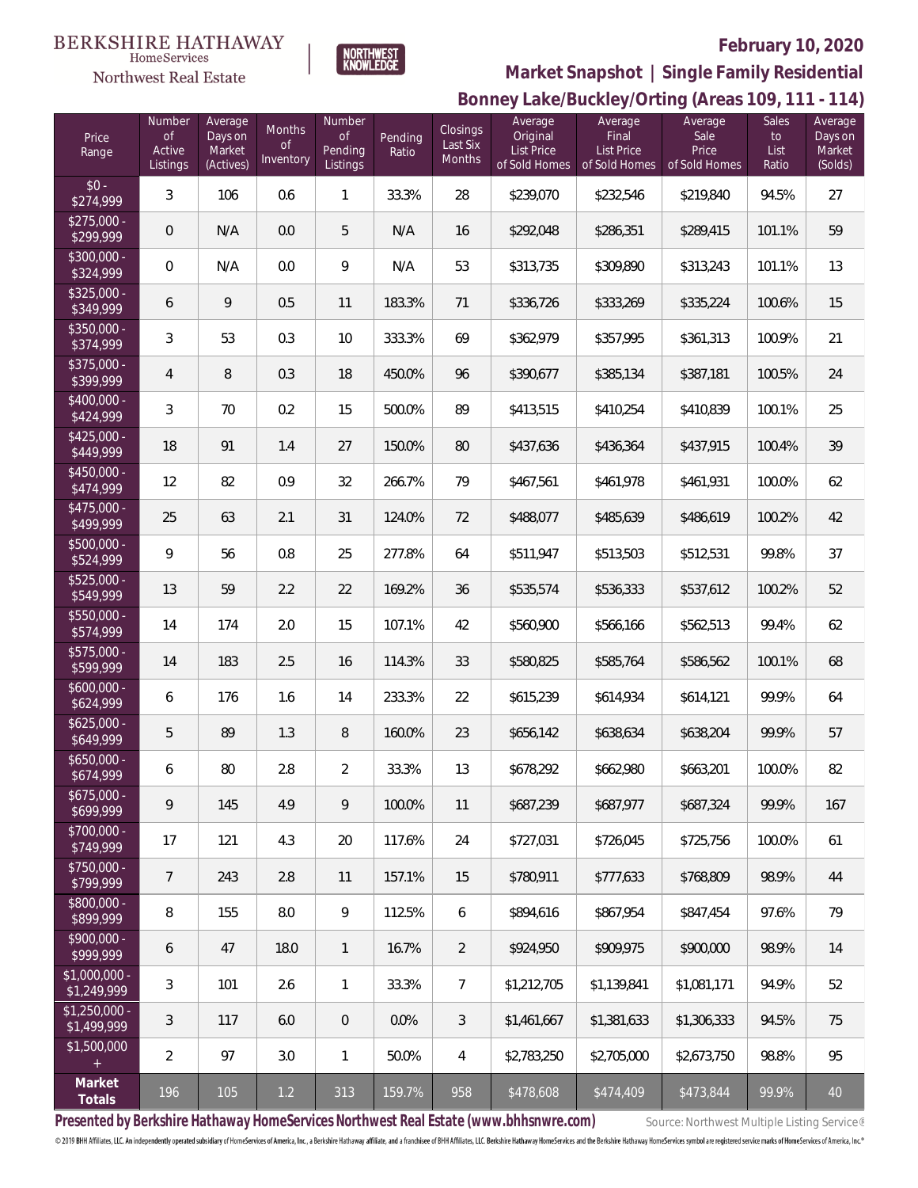BERKSHIRE HATHAWAY HomeServices Northwest Real Estate

NORTHWEST KNOWLEDGE

**February 10, 2020**

## Market Snapshot | Single Family Residential

## Bonney Lake/Buckley/Orting (Areas 109, 111 - 114)

| Price Range | Number of Active Listings | Average Days on Market (Actives) | Months of Inventory | Number of Pending Listings | Pending Ratio | Closings Last Six Months | Average Original List Price of Sold Homes | Average Final List Price of Sold Homes | Average Sale Price of Sold Homes | Sales to List Ratio | Average Days on Market (Solds) |
|---|---|---|---|---|---|---|---|---|---|---|---|
| $0 - $274,999 | 3 | 106 | 0.6 | 1 | 33.3% | 28 | $239,070 | $232,546 | $219,840 | 94.5% | 27 |
| $275,000 - $299,999 | 0 | N/A | 0.0 | 5 | N/A | 16 | $292,048 | $286,351 | $289,415 | 101.1% | 59 |
| $300,000 - $324,999 | 0 | N/A | 0.0 | 9 | N/A | 53 | $313,735 | $309,890 | $313,243 | 101.1% | 13 |
| $325,000 - $349,999 | 6 | 9 | 0.5 | 11 | 183.3% | 71 | $336,726 | $333,269 | $335,224 | 100.6% | 15 |
| $350,000 - $374,999 | 3 | 53 | 0.3 | 10 | 333.3% | 69 | $362,979 | $357,995 | $361,313 | 100.9% | 21 |
| $375,000 - $399,999 | 4 | 8 | 0.3 | 18 | 450.0% | 96 | $390,677 | $385,134 | $387,181 | 100.5% | 24 |
| $400,000 - $424,999 | 3 | 70 | 0.2 | 15 | 500.0% | 89 | $413,515 | $410,254 | $410,839 | 100.1% | 25 |
| $425,000 - $449,999 | 18 | 91 | 1.4 | 27 | 150.0% | 80 | $437,636 | $436,364 | $437,915 | 100.4% | 39 |
| $450,000 - $474,999 | 12 | 82 | 0.9 | 32 | 266.7% | 79 | $467,561 | $461,978 | $461,931 | 100.0% | 62 |
| $475,000 - $499,999 | 25 | 63 | 2.1 | 31 | 124.0% | 72 | $488,077 | $485,639 | $486,619 | 100.2% | 42 |
| $500,000 - $524,999 | 9 | 56 | 0.8 | 25 | 277.8% | 64 | $511,947 | $513,503 | $512,531 | 99.8% | 37 |
| $525,000 - $549,999 | 13 | 59 | 2.2 | 22 | 169.2% | 36 | $535,574 | $536,333 | $537,612 | 100.2% | 52 |
| $550,000 - $574,999 | 14 | 174 | 2.0 | 15 | 107.1% | 42 | $560,900 | $566,166 | $562,513 | 99.4% | 62 |
| $575,000 - $599,999 | 14 | 183 | 2.5 | 16 | 114.3% | 33 | $580,825 | $585,764 | $586,562 | 100.1% | 68 |
| $600,000 - $624,999 | 6 | 176 | 1.6 | 14 | 233.3% | 22 | $615,239 | $614,934 | $614,121 | 99.9% | 64 |
| $625,000 - $649,999 | 5 | 89 | 1.3 | 8 | 160.0% | 23 | $656,142 | $638,634 | $638,204 | 99.9% | 57 |
| $650,000 - $674,999 | 6 | 80 | 2.8 | 2 | 33.3% | 13 | $678,292 | $662,980 | $663,201 | 100.0% | 82 |
| $675,000 - $699,999 | 9 | 145 | 4.9 | 9 | 100.0% | 11 | $687,239 | $687,977 | $687,324 | 99.9% | 167 |
| $700,000 - $749,999 | 17 | 121 | 4.3 | 20 | 117.6% | 24 | $727,031 | $726,045 | $725,756 | 100.0% | 61 |
| $750,000 - $799,999 | 7 | 243 | 2.8 | 11 | 157.1% | 15 | $780,911 | $777,633 | $768,809 | 98.9% | 44 |
| $800,000 - $899,999 | 8 | 155 | 8.0 | 9 | 112.5% | 6 | $894,616 | $867,954 | $847,454 | 97.6% | 79 |
| $900,000 - $999,999 | 6 | 47 | 18.0 | 1 | 16.7% | 2 | $924,950 | $909,975 | $900,000 | 98.9% | 14 |
| $1,000,000 - $1,249,999 | 3 | 101 | 2.6 | 1 | 33.3% | 7 | $1,212,705 | $1,139,841 | $1,081,171 | 94.9% | 52 |
| $1,250,000 - $1,499,999 | 3 | 117 | 6.0 | 0 | 0.0% | 3 | $1,461,667 | $1,381,633 | $1,306,333 | 94.5% | 75 |
| $1,500,000 + | 2 | 97 | 3.0 | 1 | 50.0% | 4 | $2,783,250 | $2,705,000 | $2,673,750 | 98.8% | 95 |
| **Market Totals** | 196 | 105 | 1.2 | 313 | 159.7% | 958 | $478,608 | $474,409 | $473,844 | 99.9% | 40 |

**Presented by Berkshire Hathaway HomeServices Northwest Real Estate (www.bhhsnwre.com)**

Source: Northwest Multiple Listing Service®

© 2019 BHH Affiliates, LLC. An independently operated subsidiary of HomeServices of America, Inc., a Berkshire Hathaway affiliate, and a franchisee of BHH Affiliates, LLC. Berkshire Hathaway HomeServices and the Berkshire Hathaway HomeServices symbol are registered service marks of HomeServices of America, Inc.®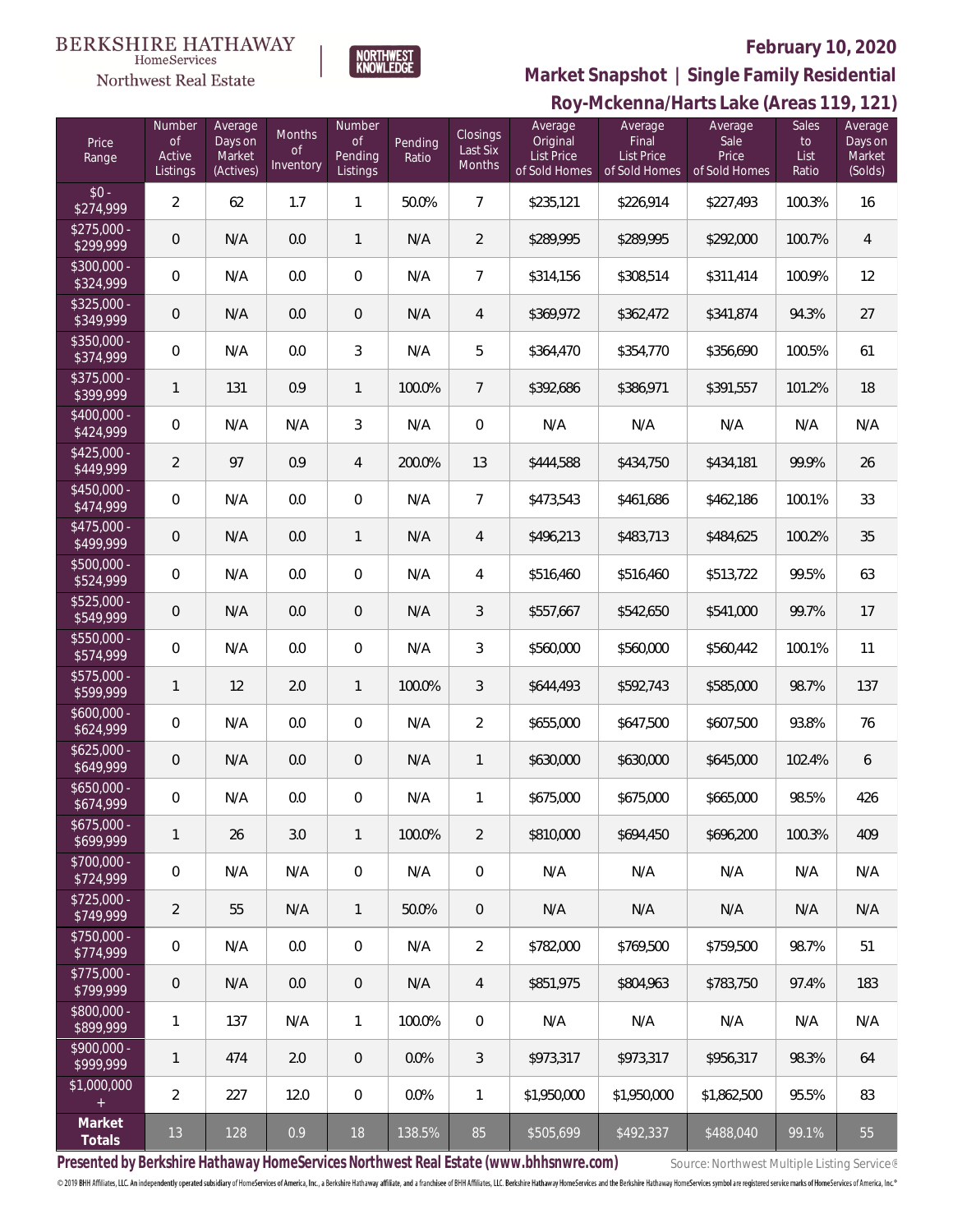BERKSHIRE HATHAWAY HomeServices Northwest Real Estate

NORTHWEST KNOWLEDGE

**February 10, 2020**

**Market Snapshot | Single Family Residential**

**Roy-Mckenna/Harts Lake (Areas 119, 121)**

| Price Range | Number of Active Listings | Average Days on Market (Actives) | Months of Inventory | Number of Pending Listings | Pending Ratio | Closings Last Six Months | Average Original List Price of Sold Homes | Average Final List Price of Sold Homes | Average Sale Price of Sold Homes | Sales to List Ratio | Average Days on Market (Solds) |
|---|---|---|---|---|---|---|---|---|---|---|---|
| $0 - $274,999 | 2 | 62 | 1.7 | 1 | 50.0% | 7 | $235,121 | $226,914 | $227,493 | 100.3% | 16 |
| $275,000 - $299,999 | 0 | N/A | 0.0 | 1 | N/A | 2 | $289,995 | $289,995 | $292,000 | 100.7% | 4 |
| $300,000 - $324,999 | 0 | N/A | 0.0 | 0 | N/A | 7 | $314,156 | $308,514 | $311,414 | 100.9% | 12 |
| $325,000 - $349,999 | 0 | N/A | 0.0 | 0 | N/A | 4 | $369,972 | $362,472 | $341,874 | 94.3% | 27 |
| $350,000 - $374,999 | 0 | N/A | 0.0 | 3 | N/A | 5 | $364,470 | $354,770 | $356,690 | 100.5% | 61 |
| $375,000 - $399,999 | 1 | 131 | 0.9 | 1 | 100.0% | 7 | $392,686 | $386,971 | $391,557 | 101.2% | 18 |
| $400,000 - $424,999 | 0 | N/A | N/A | 3 | N/A | 0 | N/A | N/A | N/A | N/A | N/A |
| $425,000 - $449,999 | 2 | 97 | 0.9 | 4 | 200.0% | 13 | $444,588 | $434,750 | $434,181 | 99.9% | 26 |
| $450,000 - $474,999 | 0 | N/A | 0.0 | 0 | N/A | 7 | $473,543 | $461,686 | $462,186 | 100.1% | 33 |
| $475,000 - $499,999 | 0 | N/A | 0.0 | 1 | N/A | 4 | $496,213 | $483,713 | $484,625 | 100.2% | 35 |
| $500,000 - $524,999 | 0 | N/A | 0.0 | 0 | N/A | 4 | $516,460 | $516,460 | $513,722 | 99.5% | 63 |
| $525,000 - $549,999 | 0 | N/A | 0.0 | 0 | N/A | 3 | $557,667 | $542,650 | $541,000 | 99.7% | 17 |
| $550,000 - $574,999 | 0 | N/A | 0.0 | 0 | N/A | 3 | $560,000 | $560,000 | $560,442 | 100.1% | 11 |
| $575,000 - $599,999 | 1 | 12 | 2.0 | 1 | 100.0% | 3 | $644,493 | $592,743 | $585,000 | 98.7% | 137 |
| $600,000 - $624,999 | 0 | N/A | 0.0 | 0 | N/A | 2 | $655,000 | $647,500 | $607,500 | 93.8% | 76 |
| $625,000 - $649,999 | 0 | N/A | 0.0 | 0 | N/A | 1 | $630,000 | $630,000 | $645,000 | 102.4% | 6 |
| $650,000 - $674,999 | 0 | N/A | 0.0 | 0 | N/A | 1 | $675,000 | $675,000 | $665,000 | 98.5% | 426 |
| $675,000 - $699,999 | 1 | 26 | 3.0 | 1 | 100.0% | 2 | $810,000 | $694,450 | $696,200 | 100.3% | 409 |
| $700,000 - $724,999 | 0 | N/A | N/A | 0 | N/A | 0 | N/A | N/A | N/A | N/A | N/A |
| $725,000 - $749,999 | 2 | 55 | N/A | 1 | 50.0% | 0 | N/A | N/A | N/A | N/A | N/A |
| $750,000 - $774,999 | 0 | N/A | 0.0 | 0 | N/A | 2 | $782,000 | $769,500 | $759,500 | 98.7% | 51 |
| $775,000 - $799,999 | 0 | N/A | 0.0 | 0 | N/A | 4 | $851,975 | $804,963 | $783,750 | 97.4% | 183 |
| $800,000 - $899,999 | 1 | 137 | N/A | 1 | 100.0% | 0 | N/A | N/A | N/A | N/A | N/A |
| $900,000 - $999,999 | 1 | 474 | 2.0 | 0 | 0.0% | 3 | $973,317 | $973,317 | $956,317 | 98.3% | 64 |
| $1,000,000 + | 2 | 227 | 12.0 | 0 | 0.0% | 1 | $1,950,000 | $1,950,000 | $1,862,500 | 95.5% | 83 |
| **Market Totals** | 13 | 128 | 0.9 | 18 | 138.5% | 85 | $505,699 | $492,337 | $488,040 | 99.1% | 55 |

**Presented by Berkshire Hathaway HomeServices Northwest Real Estate (www.bhhsnwre.com)** Source: Northwest Multiple Listing Service®

© 2019 BHH Affiliates, LLC. An independently operated subsidiary of HomeServices of America, Inc., a Berkshire Hathaway affiliate, and a franchisee of BHH Affiliates, LLC. Berkshire Hathaway HomeServices and the Berkshire Hathaway HomeServices symbol are registered service marks of HomeServices of America, Inc.®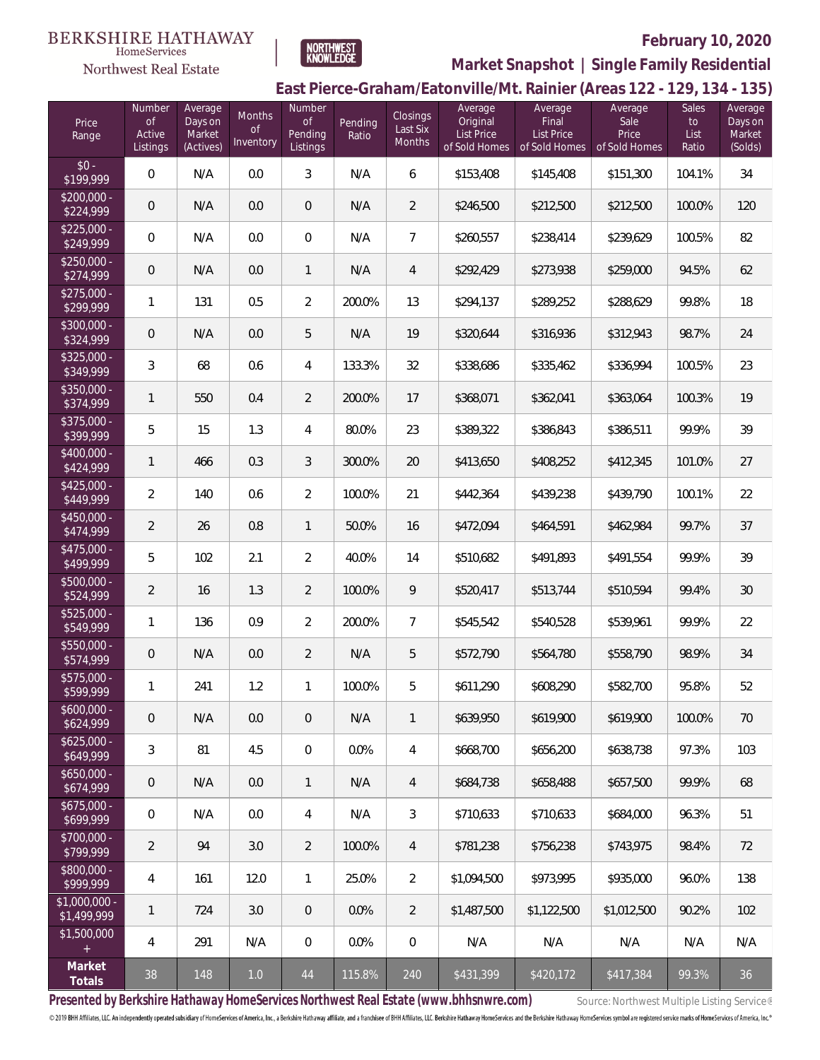BERKSHIRE HATHAWAY HomeServices Northwest Real Estate

NORTHWEST KNOWLEDGE

**February 10, 2020**

**Market Snapshot | Single Family Residential**

**East Pierce-Graham/Eatonville/Mt. Rainier (Areas 122 - 129, 134 - 135)**

| Price Range | Number of Active Listings | Average Days on Market (Actives) | Months of Inventory | Number of Pending Listings | Pending Ratio | Closings Last Six Months | Average Original List Price of Sold Homes | Average Final List Price of Sold Homes | Average Sale Price of Sold Homes | Sales to List Ratio | Average Days on Market (Solds) |
|---|---|---|---|---|---|---|---|---|---|---|---|
| $0 - $199,999 | 0 | N/A | 0.0 | 3 | N/A | 6 | $153,408 | $145,408 | $151,300 | 104.1% | 34 |
| $200,000 - $224,999 | 0 | N/A | 0.0 | 0 | N/A | 2 | $246,500 | $212,500 | $212,500 | 100.0% | 120 |
| $225,000 - $249,999 | 0 | N/A | 0.0 | 0 | N/A | 7 | $260,557 | $238,414 | $239,629 | 100.5% | 82 |
| $250,000 - $274,999 | 0 | N/A | 0.0 | 1 | N/A | 4 | $292,429 | $273,938 | $259,000 | 94.5% | 62 |
| $275,000 - $299,999 | 1 | 131 | 0.5 | 2 | 200.0% | 13 | $294,137 | $289,252 | $288,629 | 99.8% | 18 |
| $300,000 - $324,999 | 0 | N/A | 0.0 | 5 | N/A | 19 | $320,644 | $316,936 | $312,943 | 98.7% | 24 |
| $325,000 - $349,999 | 3 | 68 | 0.6 | 4 | 133.3% | 32 | $338,686 | $335,462 | $336,994 | 100.5% | 23 |
| $350,000 - $374,999 | 1 | 550 | 0.4 | 2 | 200.0% | 17 | $368,071 | $362,041 | $363,064 | 100.3% | 19 |
| $375,000 - $399,999 | 5 | 15 | 1.3 | 4 | 80.0% | 23 | $389,322 | $386,843 | $386,511 | 99.9% | 39 |
| $400,000 - $424,999 | 1 | 466 | 0.3 | 3 | 300.0% | 20 | $413,650 | $408,252 | $412,345 | 101.0% | 27 |
| $425,000 - $449,999 | 2 | 140 | 0.6 | 2 | 100.0% | 21 | $442,364 | $439,238 | $439,790 | 100.1% | 22 |
| $450,000 - $474,999 | 2 | 26 | 0.8 | 1 | 50.0% | 16 | $472,094 | $464,591 | $462,984 | 99.7% | 37 |
| $475,000 - $499,999 | 5 | 102 | 2.1 | 2 | 40.0% | 14 | $510,682 | $491,893 | $491,554 | 99.9% | 39 |
| $500,000 - $524,999 | 2 | 16 | 1.3 | 2 | 100.0% | 9 | $520,417 | $513,744 | $510,594 | 99.4% | 30 |
| $525,000 - $549,999 | 1 | 136 | 0.9 | 2 | 200.0% | 7 | $545,542 | $540,528 | $539,961 | 99.9% | 22 |
| $550,000 - $574,999 | 0 | N/A | 0.0 | 2 | N/A | 5 | $572,790 | $564,780 | $558,790 | 98.9% | 34 |
| $575,000 - $599,999 | 1 | 241 | 1.2 | 1 | 100.0% | 5 | $611,290 | $608,290 | $582,700 | 95.8% | 52 |
| $600,000 - $624,999 | 0 | N/A | 0.0 | 0 | N/A | 1 | $639,950 | $619,900 | $619,900 | 100.0% | 70 |
| $625,000 - $649,999 | 3 | 81 | 4.5 | 0 | 0.0% | 4 | $668,700 | $656,200 | $638,738 | 97.3% | 103 |
| $650,000 - $674,999 | 0 | N/A | 0.0 | 1 | N/A | 4 | $684,738 | $658,488 | $657,500 | 99.9% | 68 |
| $675,000 - $699,999 | 0 | N/A | 0.0 | 4 | N/A | 3 | $710,633 | $710,633 | $684,000 | 96.3% | 51 |
| $700,000 - $799,999 | 2 | 94 | 3.0 | 2 | 100.0% | 4 | $781,238 | $756,238 | $743,975 | 98.4% | 72 |
| $800,000 - $999,999 | 4 | 161 | 12.0 | 1 | 25.0% | 2 | $1,094,500 | $973,995 | $935,000 | 96.0% | 138 |
| $1,000,000 - $1,499,999 | 1 | 724 | 3.0 | 0 | 0.0% | 2 | $1,487,500 | $1,122,500 | $1,012,500 | 90.2% | 102 |
| $1,500,000 + | 4 | 291 | N/A | 0 | 0.0% | 0 | N/A | N/A | N/A | N/A | N/A |
| **Market Totals** | 38 | 148 | 1.0 | 44 | 115.8% | 240 | $431,399 | $420,172 | $417,384 | 99.3% | 36 |

**Presented by Berkshire Hathaway HomeServices Northwest Real Estate (www.bhhsnwre.com)**

Source: Northwest Multiple Listing Service®

© 2019 BHH Affiliates, LLC. An independently operated subsidiary of HomeServices of America, Inc., a Berkshire Hathaway affiliate, and a franchisee of BHH Affiliates, LLC. Berkshire Hathaway HomeServices and the Berkshire Hathaway HomeServices symbol are registered service marks of HomeServices of America, Inc.®